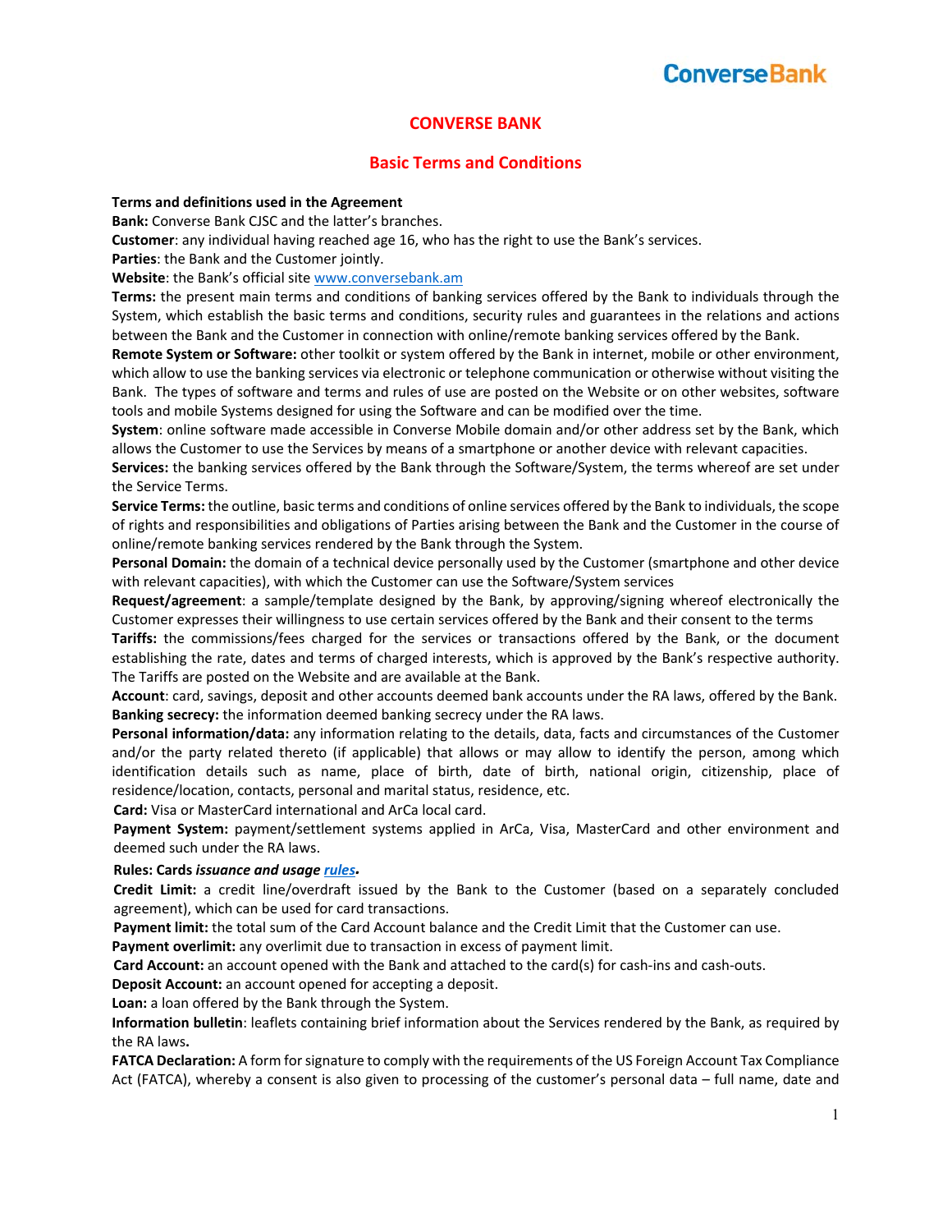# CONVERSE BANK

## Basic Terms and Conditions

**Terms and definitions used in the Agreement**

**Bank:** Converse Bank CJSC and the latter's branches.

**Customer**: any individual having reached age 16, who has the right to use the Bank's services.

**Parties**: the Bank and the Customer jointly.

**Website**: the Bank's official site www.conversebank.am

**Terms:** the present main terms and conditions of banking services offered by the Bank to individuals through the System, which establish the basic terms and conditions, security rules and guarantees in the relations and actions between the Bank and the Customer in connection with online/remote banking services offered by the Bank.

**Remote System or Software:** other toolkit or system offered by the Bank in internet, mobile or other environment, which allow to use the banking services via electronic or telephone communication or otherwise without visiting the Bank. The types of software and terms and rules of use are posted on the Website or on other websites, software tools and mobile Systems designed for using the Software and can be modified over the time.

**System**: online software made accessible in Converse Mobile domain and/or other address set by the Bank, which allows the Customer to use the Services by means of a smartphone or another device with relevant capacities.

**Services:** the banking services offered by the Bank through the Software/System, the terms whereof are set under the Service Terms.

**Service Terms:** the outline, basic terms and conditions of online services offered by the Bank to individuals, the scope of rights and responsibilities and obligations of Parties arising between the Bank and the Customer in the course of online/remote banking services rendered by the Bank through the System.

**Personal Domain:** the domain of a technical device personally used by the Customer (smartphone and other device with relevant capacities), with which the Customer can use the Software/System services

**Request/agreement**: a sample/template designed by the Bank, by approving/signing whereof electronically the Customer expresses their willingness to use certain services offered by the Bank and their consent to the terms

**Tariffs:** the commissions/fees charged for the services or transactions offered by the Bank, or the document establishing the rate, dates and terms of charged interests, which is approved by the Bank's respective authority. The Tariffs are posted on the Website and are available at the Bank.

**Account**: card, savings, deposit and other accounts deemed bank accounts under the RA laws, offered by the Bank.

**Banking secrecy:** the information deemed banking secrecy under the RA laws.

**Personal information/data:** any information relating to the details, data, facts and circumstances of the Customer and/or the party related thereto (if applicable) that allows or may allow to identify the person, among which identification details such as name, place of birth, date of birth, national origin, citizenship, place of residence/location, contacts, personal and marital status, residence, etc.

**Card:** Visa or MasterCard international and ArCa local card.

**Payment System:** payment/settlement systems applied in ArCa, Visa, MasterCard and other environment and deemed such under the RA laws.

**Rules: Cards *issuance and usage rules*.**

**Credit Limit:** a credit line/overdraft issued by the Bank to the Customer (based on a separately concluded agreement), which can be used for card transactions.

**Payment limit:** the total sum of the Card Account balance and the Credit Limit that the Customer can use.

**Payment overlimit:** any overlimit due to transaction in excess of payment limit.

**Card Account:** an account opened with the Bank and attached to the card(s) for cash-ins and cash-outs.

**Deposit Account:** an account opened for accepting a deposit.

**Loan:** a loan offered by the Bank through the System.

**Information bulletin**: leaflets containing brief information about the Services rendered by the Bank, as required by the RA laws**.**

**FATCA Declaration:** A form for signature to comply with the requirements of the US Foreign Account Tax Compliance Act (FATCA), whereby a consent is also given to processing of the customer's personal data – full name, date and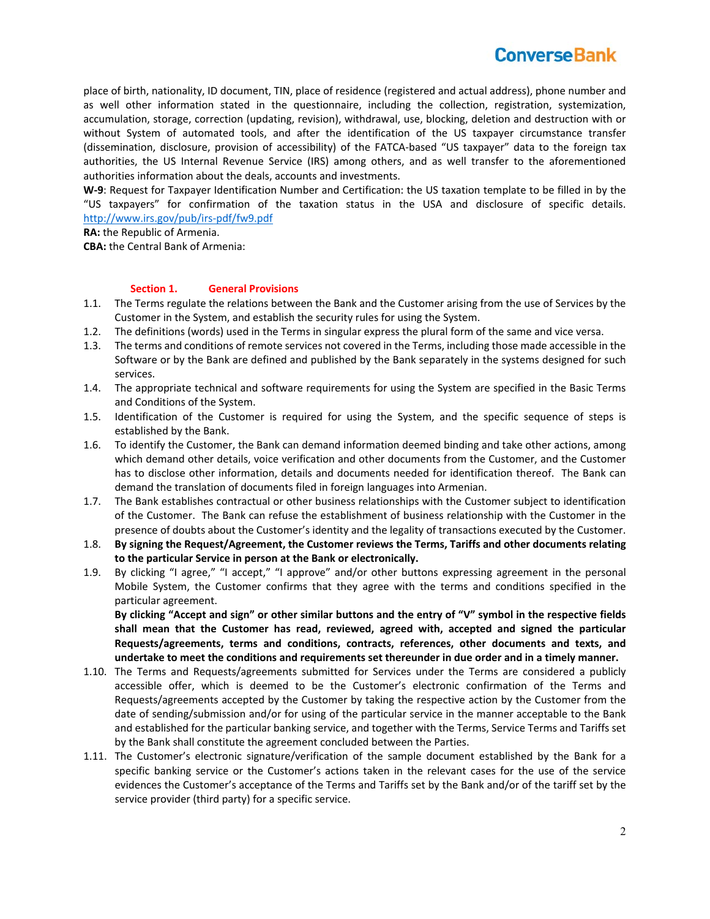place of birth, nationality, ID document, TIN, place of residence (registered and actual address), phone number and as well other information stated in the questionnaire, including the collection, registration, systemization, accumulation, storage, correction (updating, revision), withdrawal, use, blocking, deletion and destruction with or without System of automated tools, and after the identification of the US taxpayer circumstance transfer (dissemination, disclosure, provision of accessibility) of the FATCA-based "US taxpayer" data to the foreign tax authorities, the US Internal Revenue Service (IRS) among others, and as well transfer to the aforementioned authorities information about the deals, accounts and investments.

**W-9**: Request for Taxpayer Identification Number and Certification: the US taxation template to be filled in by the "US taxpayers" for confirmation of the taxation status in the USA and disclosure of specific details. http://www.irs.gov/pub/irs-pdf/fw9.pdf

**RA:** the Republic of Armenia.

**CBA:** the Central Bank of Armenia:

## Section 1. General Provisions

1.1. The Terms regulate the relations between the Bank and the Customer arising from the use of Services by the Customer in the System, and establish the security rules for using the System.

1.2. The definitions (words) used in the Terms in singular express the plural form of the same and vice versa.

1.3. The terms and conditions of remote services not covered in the Terms, including those made accessible in the Software or by the Bank are defined and published by the Bank separately in the systems designed for such services.

1.4. The appropriate technical and software requirements for using the System are specified in the Basic Terms and Conditions of the System.

1.5. Identification of the Customer is required for using the System, and the specific sequence of steps is established by the Bank.

1.6. To identify the Customer, the Bank can demand information deemed binding and take other actions, among which demand other details, voice verification and other documents from the Customer, and the Customer has to disclose other information, details and documents needed for identification thereof. The Bank can demand the translation of documents filed in foreign languages into Armenian.

1.7. The Bank establishes contractual or other business relationships with the Customer subject to identification of the Customer. The Bank can refuse the establishment of business relationship with the Customer in the presence of doubts about the Customer's identity and the legality of transactions executed by the Customer.

1.8. **By signing the Request/Agreement, the Customer reviews the Terms, Tariffs and other documents relating to the particular Service in person at the Bank or electronically.**

1.9. By clicking "I agree," "I accept," "I approve" and/or other buttons expressing agreement in the personal Mobile System, the Customer confirms that they agree with the terms and conditions specified in the particular agreement.

**By clicking "Accept and sign" or other similar buttons and the entry of "V" symbol in the respective fields shall mean that the Customer has read, reviewed, agreed with, accepted and signed the particular Requests/agreements, terms and conditions, contracts, references, other documents and texts, and undertake to meet the conditions and requirements set thereunder in due order and in a timely manner.**

1.10. The Terms and Requests/agreements submitted for Services under the Terms are considered a publicly accessible offer, which is deemed to be the Customer's electronic confirmation of the Terms and Requests/agreements accepted by the Customer by taking the respective action by the Customer from the date of sending/submission and/or for using of the particular service in the manner acceptable to the Bank and established for the particular banking service, and together with the Terms, Service Terms and Tariffs set by the Bank shall constitute the agreement concluded between the Parties.

1.11. The Customer's electronic signature/verification of the sample document established by the Bank for a specific banking service or the Customer's actions taken in the relevant cases for the use of the service evidences the Customer's acceptance of the Terms and Tariffs set by the Bank and/or of the tariff set by the service provider (third party) for a specific service.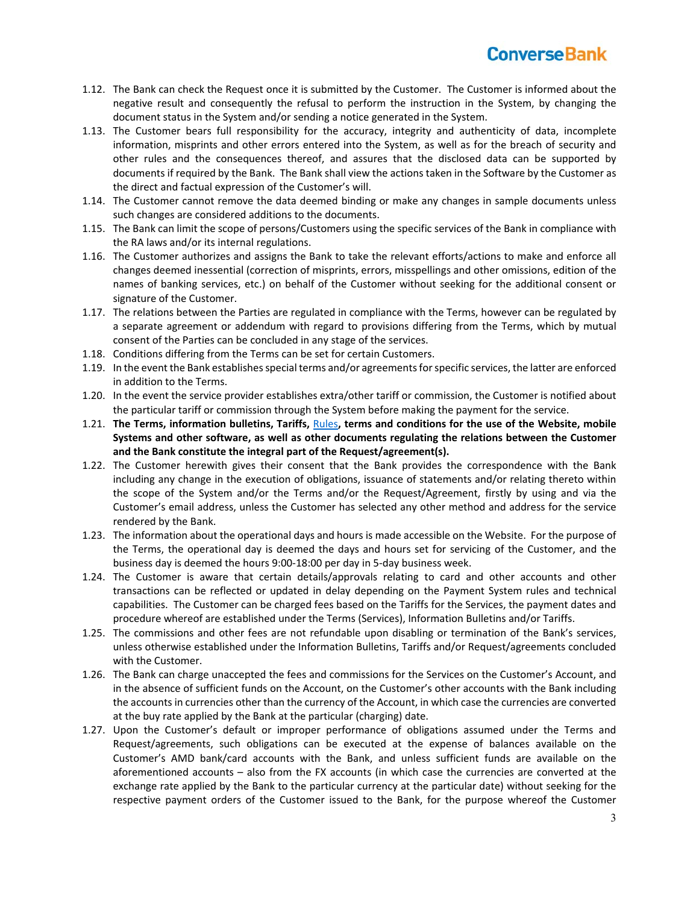1.12. The Bank can check the Request once it is submitted by the Customer. The Customer is informed about the negative result and consequently the refusal to perform the instruction in the System, by changing the document status in the System and/or sending a notice generated in the System.

1.13. The Customer bears full responsibility for the accuracy, integrity and authenticity of data, incomplete information, misprints and other errors entered into the System, as well as for the breach of security and other rules and the consequences thereof, and assures that the disclosed data can be supported by documents if required by the Bank. The Bank shall view the actions taken in the Software by the Customer as the direct and factual expression of the Customer's will.

1.14. The Customer cannot remove the data deemed binding or make any changes in sample documents unless such changes are considered additions to the documents.

1.15. The Bank can limit the scope of persons/Customers using the specific services of the Bank in compliance with the RA laws and/or its internal regulations.

1.16. The Customer authorizes and assigns the Bank to take the relevant efforts/actions to make and enforce all changes deemed inessential (correction of misprints, errors, misspellings and other omissions, edition of the names of banking services, etc.) on behalf of the Customer without seeking for the additional consent or signature of the Customer.

1.17. The relations between the Parties are regulated in compliance with the Terms, however can be regulated by a separate agreement or addendum with regard to provisions differing from the Terms, which by mutual consent of the Parties can be concluded in any stage of the services.

1.18. Conditions differing from the Terms can be set for certain Customers.

1.19. In the event the Bank establishes special terms and/or agreements for specific services, the latter are enforced in addition to the Terms.

1.20. In the event the service provider establishes extra/other tariff or commission, the Customer is notified about the particular tariff or commission through the System before making the payment for the service.

1.21. **The Terms, information bulletins, Tariffs,** Rules**, terms and conditions for the use of the Website, mobile Systems and other software, as well as other documents regulating the relations between the Customer and the Bank constitute the integral part of the Request/agreement(s).**

1.22. The Customer herewith gives their consent that the Bank provides the correspondence with the Bank including any change in the execution of obligations, issuance of statements and/or relating thereto within the scope of the System and/or the Terms and/or the Request/Agreement, firstly by using and via the Customer's email address, unless the Customer has selected any other method and address for the service rendered by the Bank.

1.23. The information about the operational days and hours is made accessible on the Website. For the purpose of the Terms, the operational day is deemed the days and hours set for servicing of the Customer, and the business day is deemed the hours 9:00-18:00 per day in 5-day business week.

1.24. The Customer is aware that certain details/approvals relating to card and other accounts and other transactions can be reflected or updated in delay depending on the Payment System rules and technical capabilities. The Customer can be charged fees based on the Tariffs for the Services, the payment dates and procedure whereof are established under the Terms (Services), Information Bulletins and/or Tariffs.

1.25. The commissions and other fees are not refundable upon disabling or termination of the Bank's services, unless otherwise established under the Information Bulletins, Tariffs and/or Request/agreements concluded with the Customer.

1.26. The Bank can charge unaccepted the fees and commissions for the Services on the Customer's Account, and in the absence of sufficient funds on the Account, on the Customer's other accounts with the Bank including the accounts in currencies other than the currency of the Account, in which case the currencies are converted at the buy rate applied by the Bank at the particular (charging) date.

1.27. Upon the Customer's default or improper performance of obligations assumed under the Terms and Request/agreements, such obligations can be executed at the expense of balances available on the Customer's AMD bank/card accounts with the Bank, and unless sufficient funds are available on the aforementioned accounts – also from the FX accounts (in which case the currencies are converted at the exchange rate applied by the Bank to the particular currency at the particular date) without seeking for the respective payment orders of the Customer issued to the Bank, for the purpose whereof the Customer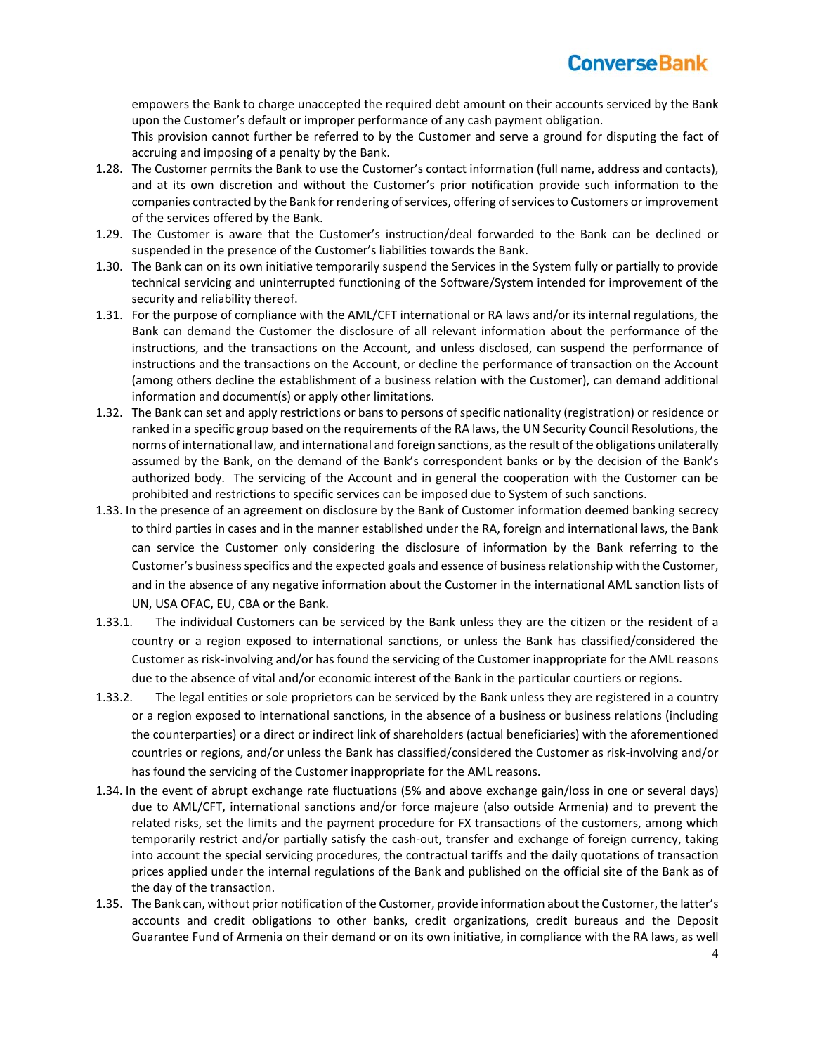empowers the Bank to charge unaccepted the required debt amount on their accounts serviced by the Bank upon the Customer's default or improper performance of any cash payment obligation.

This provision cannot further be referred to by the Customer and serve a ground for disputing the fact of accruing and imposing of a penalty by the Bank.

1.28. The Customer permits the Bank to use the Customer's contact information (full name, address and contacts), and at its own discretion and without the Customer's prior notification provide such information to the companies contracted by the Bank for rendering of services, offering of services to Customers or improvement of the services offered by the Bank.

1.29. The Customer is aware that the Customer's instruction/deal forwarded to the Bank can be declined or suspended in the presence of the Customer's liabilities towards the Bank.

1.30. The Bank can on its own initiative temporarily suspend the Services in the System fully or partially to provide technical servicing and uninterrupted functioning of the Software/System intended for improvement of the security and reliability thereof.

1.31. For the purpose of compliance with the AML/CFT international or RA laws and/or its internal regulations, the Bank can demand the Customer the disclosure of all relevant information about the performance of the instructions, and the transactions on the Account, and unless disclosed, can suspend the performance of instructions and the transactions on the Account, or decline the performance of transaction on the Account (among others decline the establishment of a business relation with the Customer), can demand additional information and document(s) or apply other limitations.

1.32. The Bank can set and apply restrictions or bans to persons of specific nationality (registration) or residence or ranked in a specific group based on the requirements of the RA laws, the UN Security Council Resolutions, the norms of international law, and international and foreign sanctions, as the result of the obligations unilaterally assumed by the Bank, on the demand of the Bank's correspondent banks or by the decision of the Bank's authorized body. The servicing of the Account and in general the cooperation with the Customer can be prohibited and restrictions to specific services can be imposed due to System of such sanctions.

1.33. In the presence of an agreement on disclosure by the Bank of Customer information deemed banking secrecy to third parties in cases and in the manner established under the RA, foreign and international laws, the Bank can service the Customer only considering the disclosure of information by the Bank referring to the Customer's business specifics and the expected goals and essence of business relationship with the Customer, and in the absence of any negative information about the Customer in the international AML sanction lists of UN, USA OFAC, EU, CBA or the Bank.

1.33.1. The individual Customers can be serviced by the Bank unless they are the citizen or the resident of a country or a region exposed to international sanctions, or unless the Bank has classified/considered the Customer as risk-involving and/or has found the servicing of the Customer inappropriate for the AML reasons due to the absence of vital and/or economic interest of the Bank in the particular courtiers or regions.

1.33.2. The legal entities or sole proprietors can be serviced by the Bank unless they are registered in a country or a region exposed to international sanctions, in the absence of a business or business relations (including the counterparties) or a direct or indirect link of shareholders (actual beneficiaries) with the aforementioned countries or regions, and/or unless the Bank has classified/considered the Customer as risk-involving and/or has found the servicing of the Customer inappropriate for the AML reasons.

1.34. In the event of abrupt exchange rate fluctuations (5% and above exchange gain/loss in one or several days) due to AML/CFT, international sanctions and/or force majeure (also outside Armenia) and to prevent the related risks, set the limits and the payment procedure for FX transactions of the customers, among which temporarily restrict and/or partially satisfy the cash-out, transfer and exchange of foreign currency, taking into account the special servicing procedures, the contractual tariffs and the daily quotations of transaction prices applied under the internal regulations of the Bank and published on the official site of the Bank as of the day of the transaction.

1.35. The Bank can, without prior notification of the Customer, provide information about the Customer, the latter's accounts and credit obligations to other banks, credit organizations, credit bureaus and the Deposit Guarantee Fund of Armenia on their demand or on its own initiative, in compliance with the RA laws, as well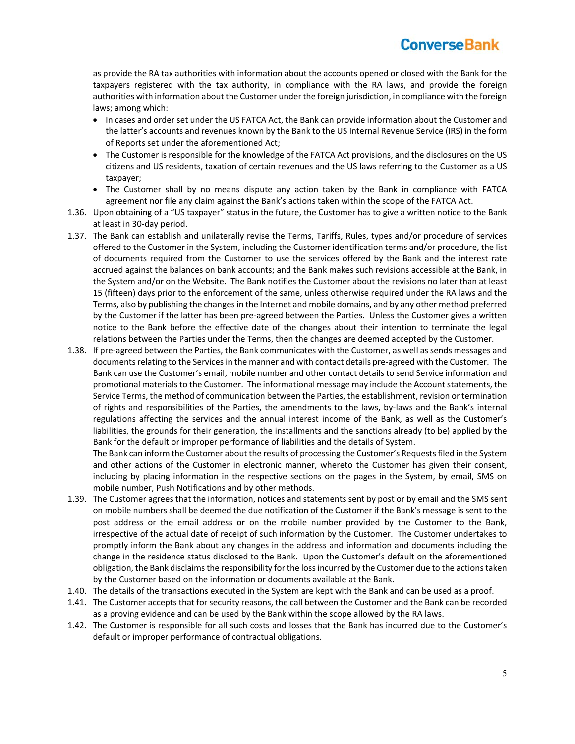as provide the RA tax authorities with information about the accounts opened or closed with the Bank for the taxpayers registered with the tax authority, in compliance with the RA laws, and provide the foreign authorities with information about the Customer under the foreign jurisdiction, in compliance with the foreign laws; among which:

- In cases and order set under the US FATCA Act, the Bank can provide information about the Customer and the latter's accounts and revenues known by the Bank to the US Internal Revenue Service (IRS) in the form of Reports set under the aforementioned Act;
- The Customer is responsible for the knowledge of the FATCA Act provisions, and the disclosures on the US citizens and US residents, taxation of certain revenues and the US laws referring to the Customer as a US taxpayer;
- The Customer shall by no means dispute any action taken by the Bank in compliance with FATCA agreement nor file any claim against the Bank's actions taken within the scope of the FATCA Act.

1.36. Upon obtaining of a "US taxpayer" status in the future, the Customer has to give a written notice to the Bank at least in 30-day period.

1.37. The Bank can establish and unilaterally revise the Terms, Tariffs, Rules, types and/or procedure of services offered to the Customer in the System, including the Customer identification terms and/or procedure, the list of documents required from the Customer to use the services offered by the Bank and the interest rate accrued against the balances on bank accounts; and the Bank makes such revisions accessible at the Bank, in the System and/or on the Website. The Bank notifies the Customer about the revisions no later than at least 15 (fifteen) days prior to the enforcement of the same, unless otherwise required under the RA laws and the Terms, also by publishing the changes in the Internet and mobile domains, and by any other method preferred by the Customer if the latter has been pre-agreed between the Parties. Unless the Customer gives a written notice to the Bank before the effective date of the changes about their intention to terminate the legal relations between the Parties under the Terms, then the changes are deemed accepted by the Customer.

1.38. If pre-agreed between the Parties, the Bank communicates with the Customer, as well as sends messages and documents relating to the Services in the manner and with contact details pre-agreed with the Customer. The Bank can use the Customer's email, mobile number and other contact details to send Service information and promotional materials to the Customer. The informational message may include the Account statements, the Service Terms, the method of communication between the Parties, the establishment, revision or termination of rights and responsibilities of the Parties, the amendments to the laws, by-laws and the Bank's internal regulations affecting the services and the annual interest income of the Bank, as well as the Customer's liabilities, the grounds for their generation, the installments and the sanctions already (to be) applied by the Bank for the default or improper performance of liabilities and the details of System.
The Bank can inform the Customer about the results of processing the Customer's Requests filed in the System and other actions of the Customer in electronic manner, whereto the Customer has given their consent, including by placing information in the respective sections on the pages in the System, by email, SMS on mobile number, Push Notifications and by other methods.

1.39. The Customer agrees that the information, notices and statements sent by post or by email and the SMS sent on mobile numbers shall be deemed the due notification of the Customer if the Bank's message is sent to the post address or the email address or on the mobile number provided by the Customer to the Bank, irrespective of the actual date of receipt of such information by the Customer. The Customer undertakes to promptly inform the Bank about any changes in the address and information and documents including the change in the residence status disclosed to the Bank. Upon the Customer's default on the aforementioned obligation, the Bank disclaims the responsibility for the loss incurred by the Customer due to the actions taken by the Customer based on the information or documents available at the Bank.

1.40. The details of the transactions executed in the System are kept with the Bank and can be used as a proof.

1.41. The Customer accepts that for security reasons, the call between the Customer and the Bank can be recorded as a proving evidence and can be used by the Bank within the scope allowed by the RA laws.

1.42. The Customer is responsible for all such costs and losses that the Bank has incurred due to the Customer's default or improper performance of contractual obligations.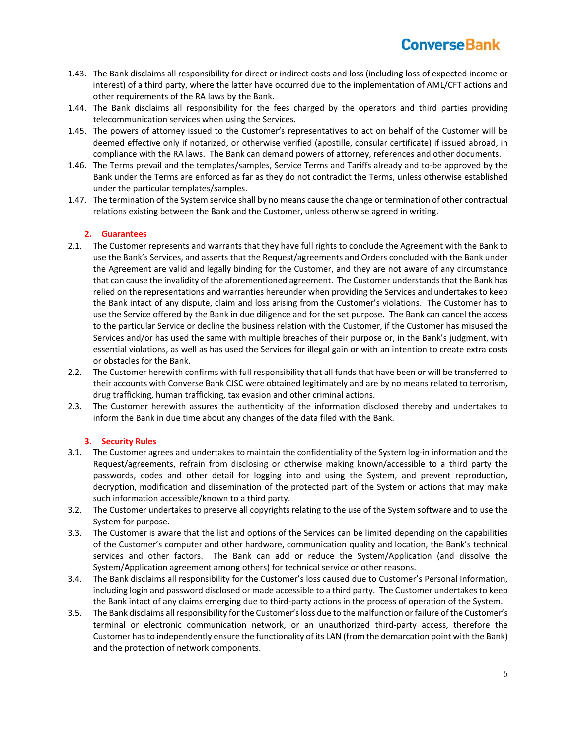1.43. The Bank disclaims all responsibility for direct or indirect costs and loss (including loss of expected income or interest) of a third party, where the latter have occurred due to the implementation of AML/CFT actions and other requirements of the RA laws by the Bank.

1.44. The Bank disclaims all responsibility for the fees charged by the operators and third parties providing telecommunication services when using the Services.

1.45. The powers of attorney issued to the Customer's representatives to act on behalf of the Customer will be deemed effective only if notarized, or otherwise verified (apostille, consular certificate) if issued abroad, in compliance with the RA laws. The Bank can demand powers of attorney, references and other documents.

1.46. The Terms prevail and the templates/samples, Service Terms and Tariffs already and to-be approved by the Bank under the Terms are enforced as far as they do not contradict the Terms, unless otherwise established under the particular templates/samples.

1.47. The termination of the System service shall by no means cause the change or termination of other contractual relations existing between the Bank and the Customer, unless otherwise agreed in writing.

## 2. Guarantees

2.1. The Customer represents and warrants that they have full rights to conclude the Agreement with the Bank to use the Bank's Services, and asserts that the Request/agreements and Orders concluded with the Bank under the Agreement are valid and legally binding for the Customer, and they are not aware of any circumstance that can cause the invalidity of the aforementioned agreement. The Customer understands that the Bank has relied on the representations and warranties hereunder when providing the Services and undertakes to keep the Bank intact of any dispute, claim and loss arising from the Customer's violations. The Customer has to use the Service offered by the Bank in due diligence and for the set purpose. The Bank can cancel the access to the particular Service or decline the business relation with the Customer, if the Customer has misused the Services and/or has used the same with multiple breaches of their purpose or, in the Bank's judgment, with essential violations, as well as has used the Services for illegal gain or with an intention to create extra costs or obstacles for the Bank.

2.2. The Customer herewith confirms with full responsibility that all funds that have been or will be transferred to their accounts with Converse Bank CJSC were obtained legitimately and are by no means related to terrorism, drug trafficking, human trafficking, tax evasion and other criminal actions.

2.3. The Customer herewith assures the authenticity of the information disclosed thereby and undertakes to inform the Bank in due time about any changes of the data filed with the Bank.

## 3. Security Rules

3.1. The Customer agrees and undertakes to maintain the confidentiality of the System log-in information and the Request/agreements, refrain from disclosing or otherwise making known/accessible to a third party the passwords, codes and other detail for logging into and using the System, and prevent reproduction, decryption, modification and dissemination of the protected part of the System or actions that may make such information accessible/known to a third party.

3.2. The Customer undertakes to preserve all copyrights relating to the use of the System software and to use the System for purpose.

3.3. The Customer is aware that the list and options of the Services can be limited depending on the capabilities of the Customer's computer and other hardware, communication quality and location, the Bank's technical services and other factors. The Bank can add or reduce the System/Application (and dissolve the System/Application agreement among others) for technical service or other reasons.

3.4. The Bank disclaims all responsibility for the Customer's loss caused due to Customer's Personal Information, including login and password disclosed or made accessible to a third party. The Customer undertakes to keep the Bank intact of any claims emerging due to third-party actions in the process of operation of the System.

3.5. The Bank disclaims all responsibility for the Customer's loss due to the malfunction or failure of the Customer's terminal or electronic communication network, or an unauthorized third-party access, therefore the Customer has to independently ensure the functionality of its LAN (from the demarcation point with the Bank) and the protection of network components.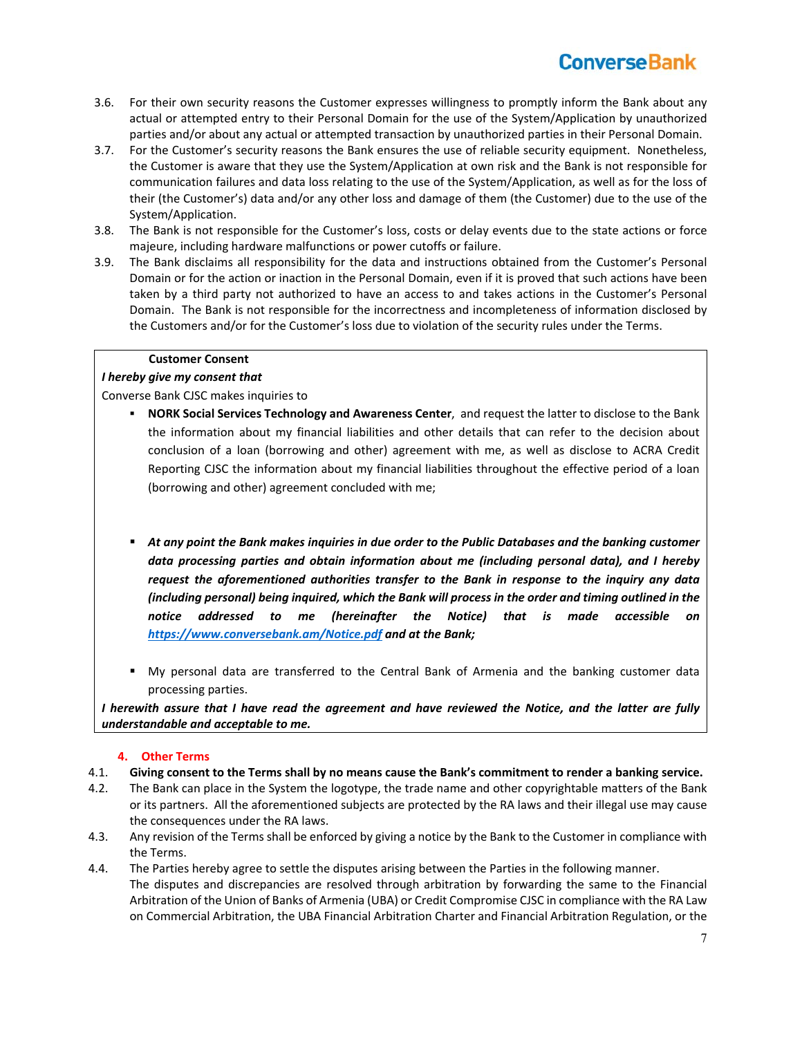3.6. For their own security reasons the Customer expresses willingness to promptly inform the Bank about any actual or attempted entry to their Personal Domain for the use of the System/Application by unauthorized parties and/or about any actual or attempted transaction by unauthorized parties in their Personal Domain.

3.7. For the Customer's security reasons the Bank ensures the use of reliable security equipment. Nonetheless, the Customer is aware that they use the System/Application at own risk and the Bank is not responsible for communication failures and data loss relating to the use of the System/Application, as well as for the loss of their (the Customer's) data and/or any other loss and damage of them (the Customer) due to the use of the System/Application.

3.8. The Bank is not responsible for the Customer's loss, costs or delay events due to the state actions or force majeure, including hardware malfunctions or power cutoffs or failure.

3.9. The Bank disclaims all responsibility for the data and instructions obtained from the Customer's Personal Domain or for the action or inaction in the Personal Domain, even if it is proved that such actions have been taken by a third party not authorized to have an access to and takes actions in the Customer's Personal Domain. The Bank is not responsible for the incorrectness and incompleteness of information disclosed by the Customers and/or for the Customer's loss due to violation of the security rules under the Terms.

**Customer Consent**

***I hereby give my consent that***

Converse Bank CJSC makes inquiries to

- **NORK Social Services Technology and Awareness Center**, and request the latter to disclose to the Bank the information about my financial liabilities and other details that can refer to the decision about conclusion of a loan (borrowing and other) agreement with me, as well as disclose to ACRA Credit Reporting CJSC the information about my financial liabilities throughout the effective period of a loan (borrowing and other) agreement concluded with me;

- ***At any point the Bank makes inquiries in due order to the Public Databases and the banking customer data processing parties and obtain information about me (including personal data), and I hereby request the aforementioned authorities transfer to the Bank in response to the inquiry any data (including personal) being inquired, which the Bank will process in the order and timing outlined in the notice addressed to me (hereinafter the Notice) that is made accessible on [https://www.conversebank.am/Notice.pdf](https://www.conversebank.am/Notice.pdf) and at the Bank;***

- My personal data are transferred to the Central Bank of Armenia and the banking customer data processing parties.

***I herewith assure that I have read the agreement and have reviewed the Notice, and the latter are fully understandable and acceptable to me.***

## 4. Other Terms

4.1. **Giving consent to the Terms shall by no means cause the Bank's commitment to render a banking service.**

4.2. The Bank can place in the System the logotype, the trade name and other copyrightable matters of the Bank or its partners. All the aforementioned subjects are protected by the RA laws and their illegal use may cause the consequences under the RA laws.

4.3. Any revision of the Terms shall be enforced by giving a notice by the Bank to the Customer in compliance with the Terms.

4.4. The Parties hereby agree to settle the disputes arising between the Parties in the following manner.
The disputes and discrepancies are resolved through arbitration by forwarding the same to the Financial Arbitration of the Union of Banks of Armenia (UBA) or Credit Compromise CJSC in compliance with the RA Law on Commercial Arbitration, the UBA Financial Arbitration Charter and Financial Arbitration Regulation, or the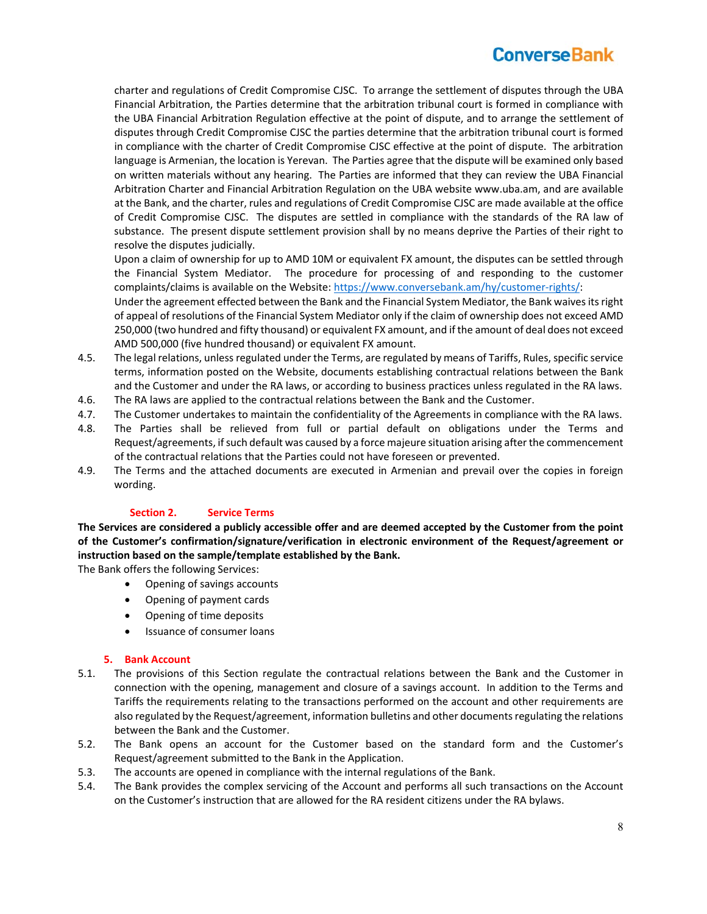charter and regulations of Credit Compromise CJSC. To arrange the settlement of disputes through the UBA Financial Arbitration, the Parties determine that the arbitration tribunal court is formed in compliance with the UBA Financial Arbitration Regulation effective at the point of dispute, and to arrange the settlement of disputes through Credit Compromise CJSC the parties determine that the arbitration tribunal court is formed in compliance with the charter of Credit Compromise CJSC effective at the point of dispute. The arbitration language is Armenian, the location is Yerevan. The Parties agree that the dispute will be examined only based on written materials without any hearing. The Parties are informed that they can review the UBA Financial Arbitration Charter and Financial Arbitration Regulation on the UBA website www.uba.am, and are available at the Bank, and the charter, rules and regulations of Credit Compromise CJSC are made available at the office of Credit Compromise CJSC. The disputes are settled in compliance with the standards of the RA law of substance. The present dispute settlement provision shall by no means deprive the Parties of their right to resolve the disputes judicially.

Upon a claim of ownership for up to AMD 10M or equivalent FX amount, the disputes can be settled through the Financial System Mediator. The procedure for processing of and responding to the customer complaints/claims is available on the Website: [https://www.conversebank.am/hy/customer-rights/](https://www.conversebank.am/hy/customer-rights/):

Under the agreement effected between the Bank and the Financial System Mediator, the Bank waives its right of appeal of resolutions of the Financial System Mediator only if the claim of ownership does not exceed AMD 250,000 (two hundred and fifty thousand) or equivalent FX amount, and if the amount of deal does not exceed AMD 500,000 (five hundred thousand) or equivalent FX amount.

4.5. The legal relations, unless regulated under the Terms, are regulated by means of Tariffs, Rules, specific service terms, information posted on the Website, documents establishing contractual relations between the Bank and the Customer and under the RA laws, or according to business practices unless regulated in the RA laws.

4.6. The RA laws are applied to the contractual relations between the Bank and the Customer.

4.7. The Customer undertakes to maintain the confidentiality of the Agreements in compliance with the RA laws.

4.8. The Parties shall be relieved from full or partial default on obligations under the Terms and Request/agreements, if such default was caused by a force majeure situation arising after the commencement of the contractual relations that the Parties could not have foreseen or prevented.

4.9. The Terms and the attached documents are executed in Armenian and prevail over the copies in foreign wording.

## Section 2. Service Terms

**The Services are considered a publicly accessible offer and are deemed accepted by the Customer from the point of the Customer's confirmation/signature/verification in electronic environment of the Request/agreement or instruction based on the sample/template established by the Bank.**

The Bank offers the following Services:

- Opening of savings accounts
- Opening of payment cards
- Opening of time deposits
- Issuance of consumer loans

### 5. Bank Account

5.1. The provisions of this Section regulate the contractual relations between the Bank and the Customer in connection with the opening, management and closure of a savings account. In addition to the Terms and Tariffs the requirements relating to the transactions performed on the account and other requirements are also regulated by the Request/agreement, information bulletins and other documents regulating the relations between the Bank and the Customer.

5.2. The Bank opens an account for the Customer based on the standard form and the Customer's Request/agreement submitted to the Bank in the Application.

5.3. The accounts are opened in compliance with the internal regulations of the Bank.

5.4. The Bank provides the complex servicing of the Account and performs all such transactions on the Account on the Customer's instruction that are allowed for the RA resident citizens under the RA bylaws.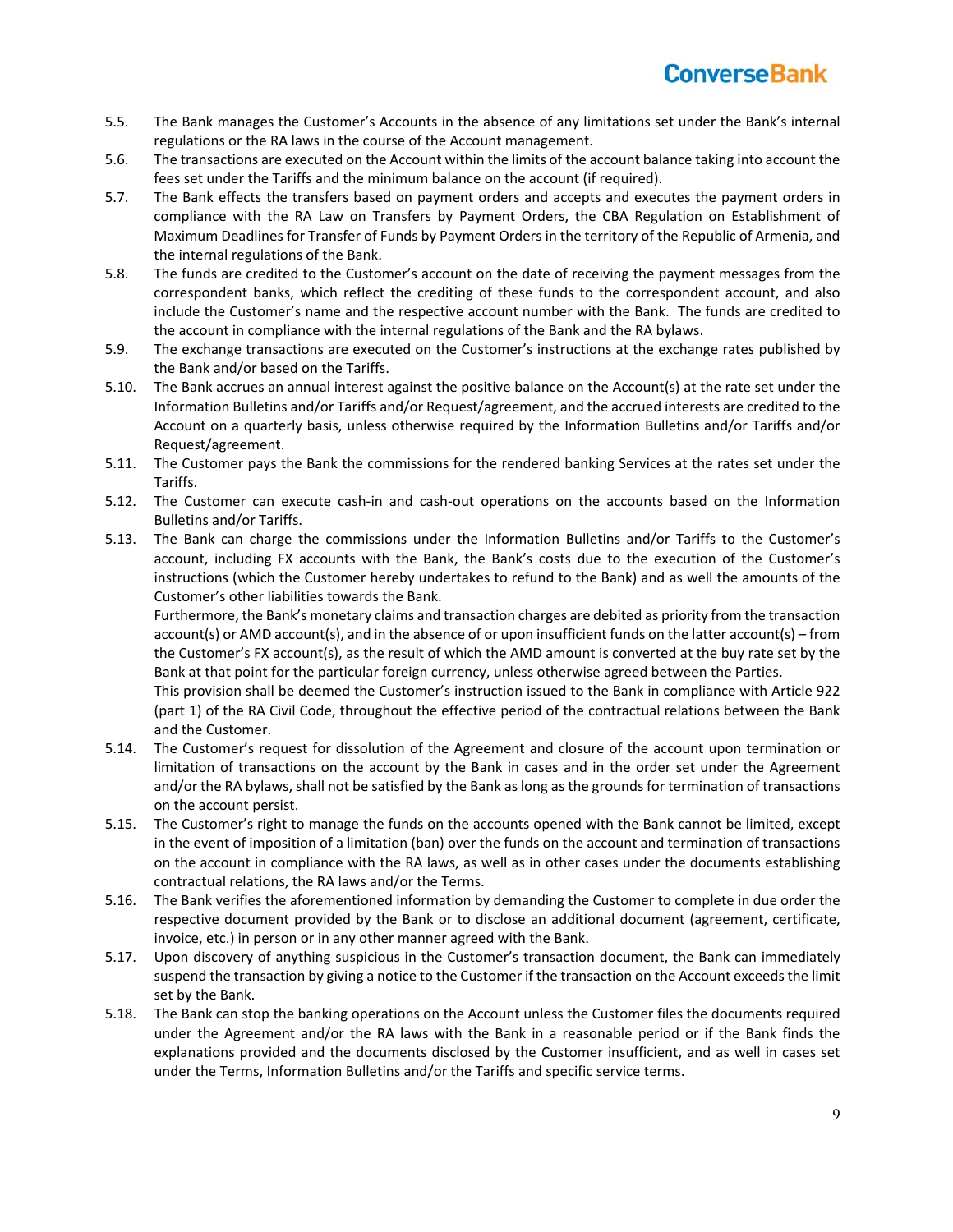5.5. The Bank manages the Customer's Accounts in the absence of any limitations set under the Bank's internal regulations or the RA laws in the course of the Account management.

5.6. The transactions are executed on the Account within the limits of the account balance taking into account the fees set under the Tariffs and the minimum balance on the account (if required).

5.7. The Bank effects the transfers based on payment orders and accepts and executes the payment orders in compliance with the RA Law on Transfers by Payment Orders, the CBA Regulation on Establishment of Maximum Deadlines for Transfer of Funds by Payment Orders in the territory of the Republic of Armenia, and the internal regulations of the Bank.

5.8. The funds are credited to the Customer's account on the date of receiving the payment messages from the correspondent banks, which reflect the crediting of these funds to the correspondent account, and also include the Customer's name and the respective account number with the Bank. The funds are credited to the account in compliance with the internal regulations of the Bank and the RA bylaws.

5.9. The exchange transactions are executed on the Customer's instructions at the exchange rates published by the Bank and/or based on the Tariffs.

5.10. The Bank accrues an annual interest against the positive balance on the Account(s) at the rate set under the Information Bulletins and/or Tariffs and/or Request/agreement, and the accrued interests are credited to the Account on a quarterly basis, unless otherwise required by the Information Bulletins and/or Tariffs and/or Request/agreement.

5.11. The Customer pays the Bank the commissions for the rendered banking Services at the rates set under the Tariffs.

5.12. The Customer can execute cash-in and cash-out operations on the accounts based on the Information Bulletins and/or Tariffs.

5.13. The Bank can charge the commissions under the Information Bulletins and/or Tariffs to the Customer's account, including FX accounts with the Bank, the Bank's costs due to the execution of the Customer's instructions (which the Customer hereby undertakes to refund to the Bank) and as well the amounts of the Customer's other liabilities towards the Bank.
Furthermore, the Bank's monetary claims and transaction charges are debited as priority from the transaction account(s) or AMD account(s), and in the absence of or upon insufficient funds on the latter account(s) – from the Customer's FX account(s), as the result of which the AMD amount is converted at the buy rate set by the Bank at that point for the particular foreign currency, unless otherwise agreed between the Parties.
This provision shall be deemed the Customer's instruction issued to the Bank in compliance with Article 922 (part 1) of the RA Civil Code, throughout the effective period of the contractual relations between the Bank and the Customer.

5.14. The Customer's request for dissolution of the Agreement and closure of the account upon termination or limitation of transactions on the account by the Bank in cases and in the order set under the Agreement and/or the RA bylaws, shall not be satisfied by the Bank as long as the grounds for termination of transactions on the account persist.

5.15. The Customer's right to manage the funds on the accounts opened with the Bank cannot be limited, except in the event of imposition of a limitation (ban) over the funds on the account and termination of transactions on the account in compliance with the RA laws, as well as in other cases under the documents establishing contractual relations, the RA laws and/or the Terms.

5.16. The Bank verifies the aforementioned information by demanding the Customer to complete in due order the respective document provided by the Bank or to disclose an additional document (agreement, certificate, invoice, etc.) in person or in any other manner agreed with the Bank.

5.17. Upon discovery of anything suspicious in the Customer's transaction document, the Bank can immediately suspend the transaction by giving a notice to the Customer if the transaction on the Account exceeds the limit set by the Bank.

5.18. The Bank can stop the banking operations on the Account unless the Customer files the documents required under the Agreement and/or the RA laws with the Bank in a reasonable period or if the Bank finds the explanations provided and the documents disclosed by the Customer insufficient, and as well in cases set under the Terms, Information Bulletins and/or the Tariffs and specific service terms.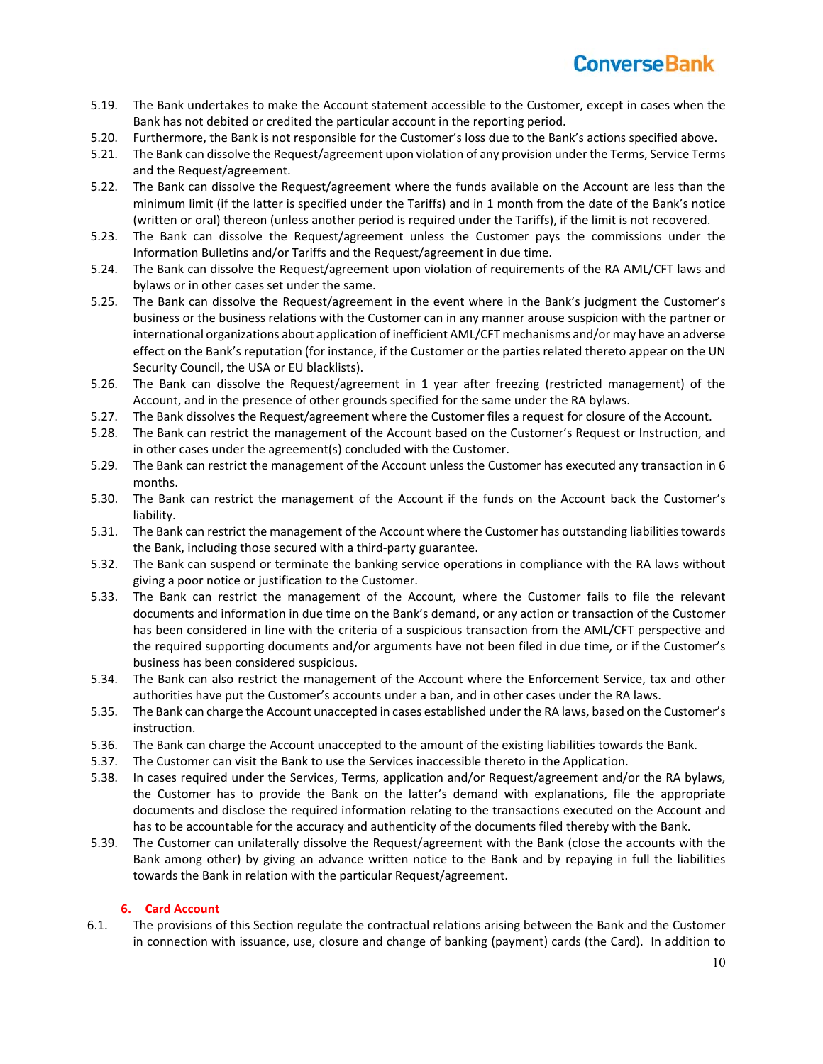5.19. The Bank undertakes to make the Account statement accessible to the Customer, except in cases when the Bank has not debited or credited the particular account in the reporting period.

5.20. Furthermore, the Bank is not responsible for the Customer's loss due to the Bank's actions specified above.

5.21. The Bank can dissolve the Request/agreement upon violation of any provision under the Terms, Service Terms and the Request/agreement.

5.22. The Bank can dissolve the Request/agreement where the funds available on the Account are less than the minimum limit (if the latter is specified under the Tariffs) and in 1 month from the date of the Bank's notice (written or oral) thereon (unless another period is required under the Tariffs), if the limit is not recovered.

5.23. The Bank can dissolve the Request/agreement unless the Customer pays the commissions under the Information Bulletins and/or Tariffs and the Request/agreement in due time.

5.24. The Bank can dissolve the Request/agreement upon violation of requirements of the RA AML/CFT laws and bylaws or in other cases set under the same.

5.25. The Bank can dissolve the Request/agreement in the event where in the Bank's judgment the Customer's business or the business relations with the Customer can in any manner arouse suspicion with the partner or international organizations about application of inefficient AML/CFT mechanisms and/or may have an adverse effect on the Bank's reputation (for instance, if the Customer or the parties related thereto appear on the UN Security Council, the USA or EU blacklists).

5.26. The Bank can dissolve the Request/agreement in 1 year after freezing (restricted management) of the Account, and in the presence of other grounds specified for the same under the RA bylaws.

5.27. The Bank dissolves the Request/agreement where the Customer files a request for closure of the Account.

5.28. The Bank can restrict the management of the Account based on the Customer's Request or Instruction, and in other cases under the agreement(s) concluded with the Customer.

5.29. The Bank can restrict the management of the Account unless the Customer has executed any transaction in 6 months.

5.30. The Bank can restrict the management of the Account if the funds on the Account back the Customer's liability.

5.31. The Bank can restrict the management of the Account where the Customer has outstanding liabilities towards the Bank, including those secured with a third-party guarantee.

5.32. The Bank can suspend or terminate the banking service operations in compliance with the RA laws without giving a poor notice or justification to the Customer.

5.33. The Bank can restrict the management of the Account, where the Customer fails to file the relevant documents and information in due time on the Bank's demand, or any action or transaction of the Customer has been considered in line with the criteria of a suspicious transaction from the AML/CFT perspective and the required supporting documents and/or arguments have not been filed in due time, or if the Customer's business has been considered suspicious.

5.34. The Bank can also restrict the management of the Account where the Enforcement Service, tax and other authorities have put the Customer's accounts under a ban, and in other cases under the RA laws.

5.35. The Bank can charge the Account unaccepted in cases established under the RA laws, based on the Customer's instruction.

5.36. The Bank can charge the Account unaccepted to the amount of the existing liabilities towards the Bank.

5.37. The Customer can visit the Bank to use the Services inaccessible thereto in the Application.

5.38. In cases required under the Services, Terms, application and/or Request/agreement and/or the RA bylaws, the Customer has to provide the Bank on the latter's demand with explanations, file the appropriate documents and disclose the required information relating to the transactions executed on the Account and has to be accountable for the accuracy and authenticity of the documents filed thereby with the Bank.

5.39. The Customer can unilaterally dissolve the Request/agreement with the Bank (close the accounts with the Bank among other) by giving an advance written notice to the Bank and by repaying in full the liabilities towards the Bank in relation with the particular Request/agreement.

## 6. Card Account

6.1. The provisions of this Section regulate the contractual relations arising between the Bank and the Customer in connection with issuance, use, closure and change of banking (payment) cards (the Card). In addition to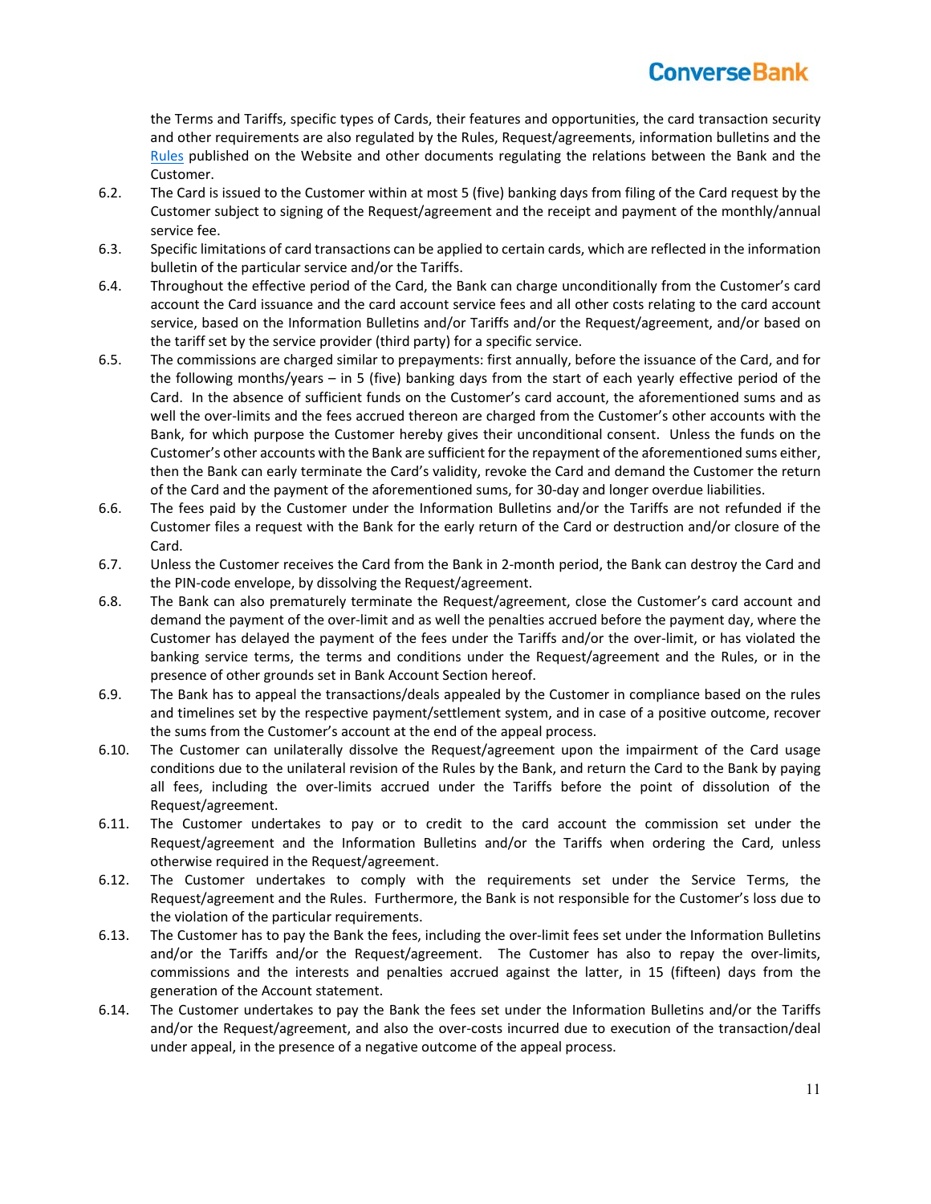the Terms and Tariffs, specific types of Cards, their features and opportunities, the card transaction security and other requirements are also regulated by the Rules, Request/agreements, information bulletins and the Rules published on the Website and other documents regulating the relations between the Bank and the Customer.

6.2. The Card is issued to the Customer within at most 5 (five) banking days from filing of the Card request by the Customer subject to signing of the Request/agreement and the receipt and payment of the monthly/annual service fee.

6.3. Specific limitations of card transactions can be applied to certain cards, which are reflected in the information bulletin of the particular service and/or the Tariffs.

6.4. Throughout the effective period of the Card, the Bank can charge unconditionally from the Customer's card account the Card issuance and the card account service fees and all other costs relating to the card account service, based on the Information Bulletins and/or Tariffs and/or the Request/agreement, and/or based on the tariff set by the service provider (third party) for a specific service.

6.5. The commissions are charged similar to prepayments: first annually, before the issuance of the Card, and for the following months/years – in 5 (five) banking days from the start of each yearly effective period of the Card. In the absence of sufficient funds on the Customer's card account, the aforementioned sums and as well the over-limits and the fees accrued thereon are charged from the Customer's other accounts with the Bank, for which purpose the Customer hereby gives their unconditional consent. Unless the funds on the Customer's other accounts with the Bank are sufficient for the repayment of the aforementioned sums either, then the Bank can early terminate the Card's validity, revoke the Card and demand the Customer the return of the Card and the payment of the aforementioned sums, for 30-day and longer overdue liabilities.

6.6. The fees paid by the Customer under the Information Bulletins and/or the Tariffs are not refunded if the Customer files a request with the Bank for the early return of the Card or destruction and/or closure of the Card.

6.7. Unless the Customer receives the Card from the Bank in 2-month period, the Bank can destroy the Card and the PIN-code envelope, by dissolving the Request/agreement.

6.8. The Bank can also prematurely terminate the Request/agreement, close the Customer's card account and demand the payment of the over-limit and as well the penalties accrued before the payment day, where the Customer has delayed the payment of the fees under the Tariffs and/or the over-limit, or has violated the banking service terms, the terms and conditions under the Request/agreement and the Rules, or in the presence of other grounds set in Bank Account Section hereof.

6.9. The Bank has to appeal the transactions/deals appealed by the Customer in compliance based on the rules and timelines set by the respective payment/settlement system, and in case of a positive outcome, recover the sums from the Customer's account at the end of the appeal process.

6.10. The Customer can unilaterally dissolve the Request/agreement upon the impairment of the Card usage conditions due to the unilateral revision of the Rules by the Bank, and return the Card to the Bank by paying all fees, including the over-limits accrued under the Tariffs before the point of dissolution of the Request/agreement.

6.11. The Customer undertakes to pay or to credit to the card account the commission set under the Request/agreement and the Information Bulletins and/or the Tariffs when ordering the Card, unless otherwise required in the Request/agreement.

6.12. The Customer undertakes to comply with the requirements set under the Service Terms, the Request/agreement and the Rules. Furthermore, the Bank is not responsible for the Customer's loss due to the violation of the particular requirements.

6.13. The Customer has to pay the Bank the fees, including the over-limit fees set under the Information Bulletins and/or the Tariffs and/or the Request/agreement. The Customer has also to repay the over-limits, commissions and the interests and penalties accrued against the latter, in 15 (fifteen) days from the generation of the Account statement.

6.14. The Customer undertakes to pay the Bank the fees set under the Information Bulletins and/or the Tariffs and/or the Request/agreement, and also the over-costs incurred due to execution of the transaction/deal under appeal, in the presence of a negative outcome of the appeal process.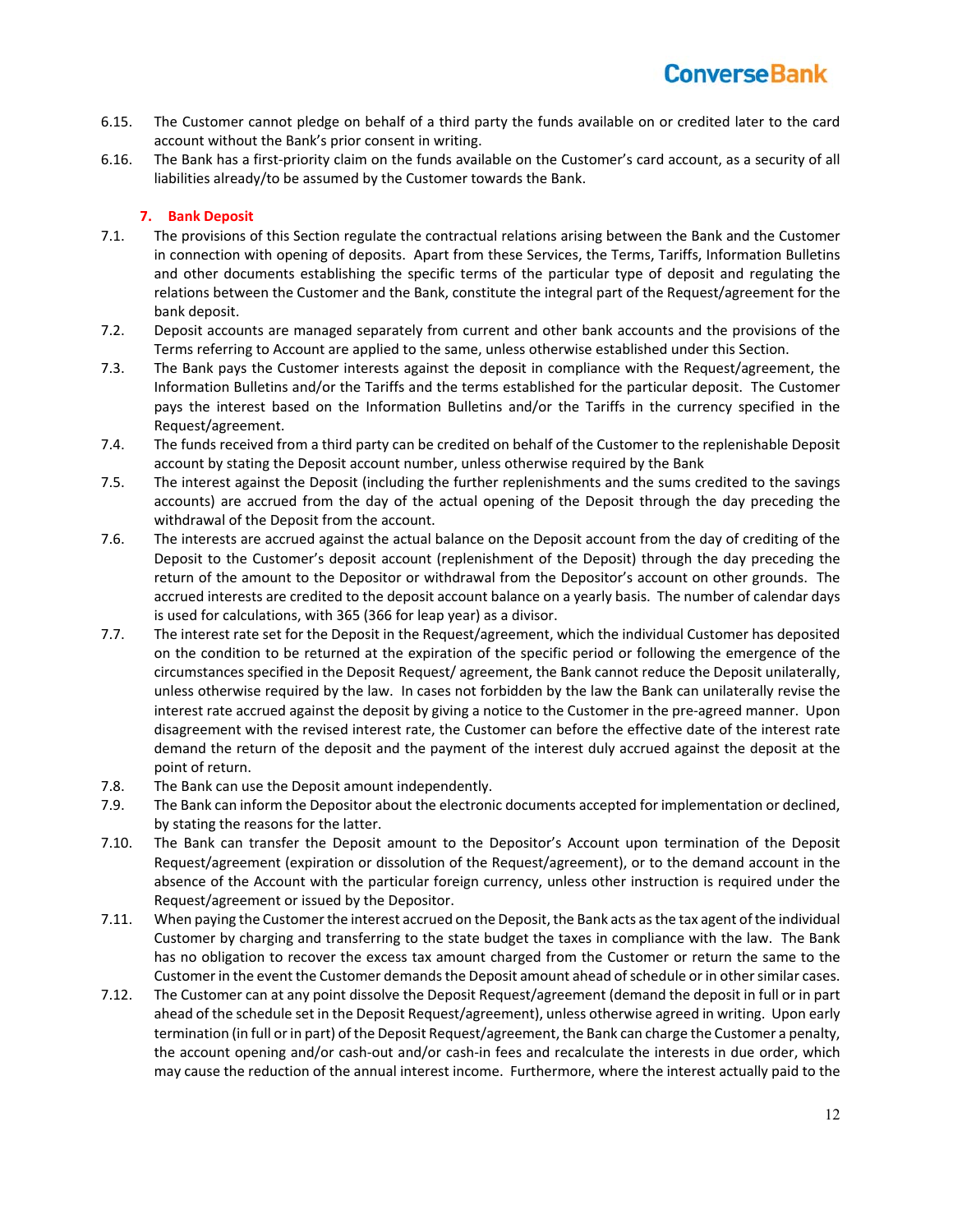6.15. The Customer cannot pledge on behalf of a third party the funds available on or credited later to the card account without the Bank's prior consent in writing.

6.16. The Bank has a first-priority claim on the funds available on the Customer's card account, as a security of all liabilities already/to be assumed by the Customer towards the Bank.

## 7. Bank Deposit

7.1. The provisions of this Section regulate the contractual relations arising between the Bank and the Customer in connection with opening of deposits. Apart from these Services, the Terms, Tariffs, Information Bulletins and other documents establishing the specific terms of the particular type of deposit and regulating the relations between the Customer and the Bank, constitute the integral part of the Request/agreement for the bank deposit.

7.2. Deposit accounts are managed separately from current and other bank accounts and the provisions of the Terms referring to Account are applied to the same, unless otherwise established under this Section.

7.3. The Bank pays the Customer interests against the deposit in compliance with the Request/agreement, the Information Bulletins and/or the Tariffs and the terms established for the particular deposit. The Customer pays the interest based on the Information Bulletins and/or the Tariffs in the currency specified in the Request/agreement.

7.4. The funds received from a third party can be credited on behalf of the Customer to the replenishable Deposit account by stating the Deposit account number, unless otherwise required by the Bank

7.5. The interest against the Deposit (including the further replenishments and the sums credited to the savings accounts) are accrued from the day of the actual opening of the Deposit through the day preceding the withdrawal of the Deposit from the account.

7.6. The interests are accrued against the actual balance on the Deposit account from the day of crediting of the Deposit to the Customer's deposit account (replenishment of the Deposit) through the day preceding the return of the amount to the Depositor or withdrawal from the Depositor's account on other grounds. The accrued interests are credited to the deposit account balance on a yearly basis. The number of calendar days is used for calculations, with 365 (366 for leap year) as a divisor.

7.7. The interest rate set for the Deposit in the Request/agreement, which the individual Customer has deposited on the condition to be returned at the expiration of the specific period or following the emergence of the circumstances specified in the Deposit Request/ agreement, the Bank cannot reduce the Deposit unilaterally, unless otherwise required by the law. In cases not forbidden by the law the Bank can unilaterally revise the interest rate accrued against the deposit by giving a notice to the Customer in the pre-agreed manner. Upon disagreement with the revised interest rate, the Customer can before the effective date of the interest rate demand the return of the deposit and the payment of the interest duly accrued against the deposit at the point of return.

7.8. The Bank can use the Deposit amount independently.

7.9. The Bank can inform the Depositor about the electronic documents accepted for implementation or declined, by stating the reasons for the latter.

7.10. The Bank can transfer the Deposit amount to the Depositor's Account upon termination of the Deposit Request/agreement (expiration or dissolution of the Request/agreement), or to the demand account in the absence of the Account with the particular foreign currency, unless other instruction is required under the Request/agreement or issued by the Depositor.

7.11. When paying the Customer the interest accrued on the Deposit, the Bank acts as the tax agent of the individual Customer by charging and transferring to the state budget the taxes in compliance with the law. The Bank has no obligation to recover the excess tax amount charged from the Customer or return the same to the Customer in the event the Customer demands the Deposit amount ahead of schedule or in other similar cases.

7.12. The Customer can at any point dissolve the Deposit Request/agreement (demand the deposit in full or in part ahead of the schedule set in the Deposit Request/agreement), unless otherwise agreed in writing. Upon early termination (in full or in part) of the Deposit Request/agreement, the Bank can charge the Customer a penalty, the account opening and/or cash-out and/or cash-in fees and recalculate the interests in due order, which may cause the reduction of the annual interest income. Furthermore, where the interest actually paid to the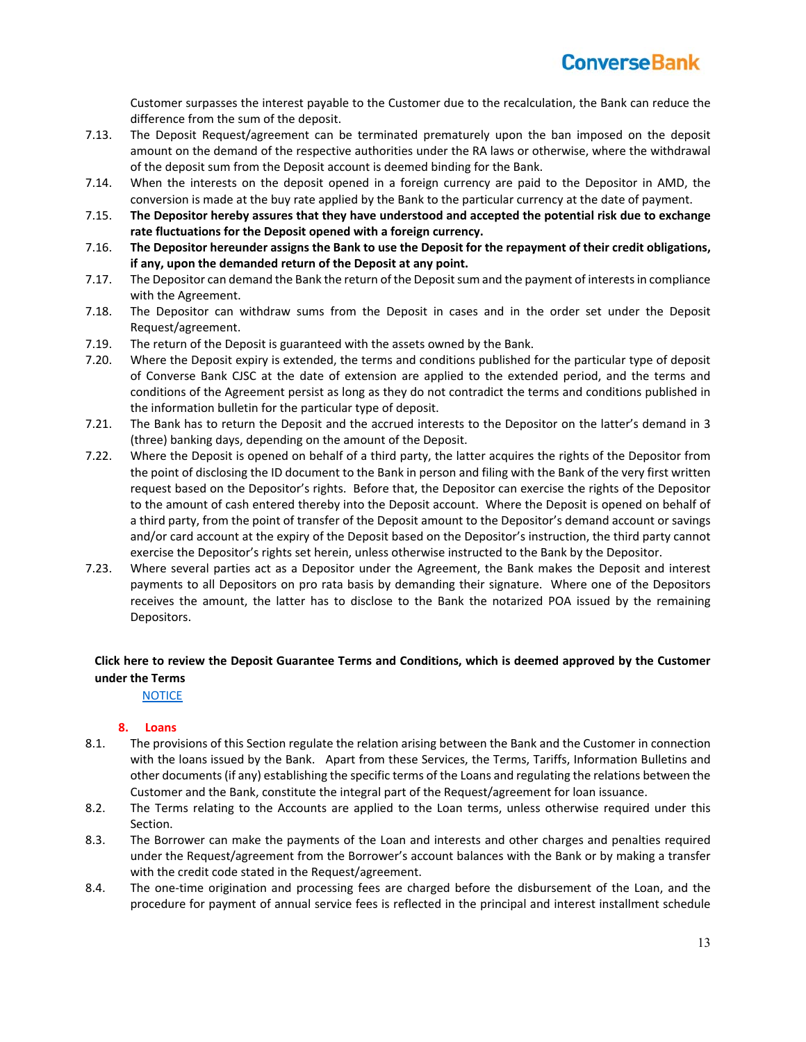Customer surpasses the interest payable to the Customer due to the recalculation, the Bank can reduce the difference from the sum of the deposit.

7.13. The Deposit Request/agreement can be terminated prematurely upon the ban imposed on the deposit amount on the demand of the respective authorities under the RA laws or otherwise, where the withdrawal of the deposit sum from the Deposit account is deemed binding for the Bank.

7.14. When the interests on the deposit opened in a foreign currency are paid to the Depositor in AMD, the conversion is made at the buy rate applied by the Bank to the particular currency at the date of payment.

7.15. **The Depositor hereby assures that they have understood and accepted the potential risk due to exchange rate fluctuations for the Deposit opened with a foreign currency.**

7.16. **The Depositor hereunder assigns the Bank to use the Deposit for the repayment of their credit obligations, if any, upon the demanded return of the Deposit at any point.**

7.17. The Depositor can demand the Bank the return of the Deposit sum and the payment of interests in compliance with the Agreement.

7.18. The Depositor can withdraw sums from the Deposit in cases and in the order set under the Deposit Request/agreement.

7.19. The return of the Deposit is guaranteed with the assets owned by the Bank.

7.20. Where the Deposit expiry is extended, the terms and conditions published for the particular type of deposit of Converse Bank CJSC at the date of extension are applied to the extended period, and the terms and conditions of the Agreement persist as long as they do not contradict the terms and conditions published in the information bulletin for the particular type of deposit.

7.21. The Bank has to return the Deposit and the accrued interests to the Depositor on the latter's demand in 3 (three) banking days, depending on the amount of the Deposit.

7.22. Where the Deposit is opened on behalf of a third party, the latter acquires the rights of the Depositor from the point of disclosing the ID document to the Bank in person and filing with the Bank of the very first written request based on the Depositor's rights. Before that, the Depositor can exercise the rights of the Depositor to the amount of cash entered thereby into the Deposit account. Where the Deposit is opened on behalf of a third party, from the point of transfer of the Deposit amount to the Depositor's demand account or savings and/or card account at the expiry of the Deposit based on the Depositor's instruction, the third party cannot exercise the Depositor's rights set herein, unless otherwise instructed to the Bank by the Depositor.

7.23. Where several parties act as a Depositor under the Agreement, the Bank makes the Deposit and interest payments to all Depositors on pro rata basis by demanding their signature. Where one of the Depositors receives the amount, the latter has to disclose to the Bank the notarized POA issued by the remaining Depositors.

**Click here to review the Deposit Guarantee Terms and Conditions, which is deemed approved by the Customer under the Terms**

NOTICE

## 8. Loans

8.1. The provisions of this Section regulate the relation arising between the Bank and the Customer in connection with the loans issued by the Bank. Apart from these Services, the Terms, Tariffs, Information Bulletins and other documents (if any) establishing the specific terms of the Loans and regulating the relations between the Customer and the Bank, constitute the integral part of the Request/agreement for loan issuance.

8.2. The Terms relating to the Accounts are applied to the Loan terms, unless otherwise required under this Section.

8.3. The Borrower can make the payments of the Loan and interests and other charges and penalties required under the Request/agreement from the Borrower's account balances with the Bank or by making a transfer with the credit code stated in the Request/agreement.

8.4. The one-time origination and processing fees are charged before the disbursement of the Loan, and the procedure for payment of annual service fees is reflected in the principal and interest installment schedule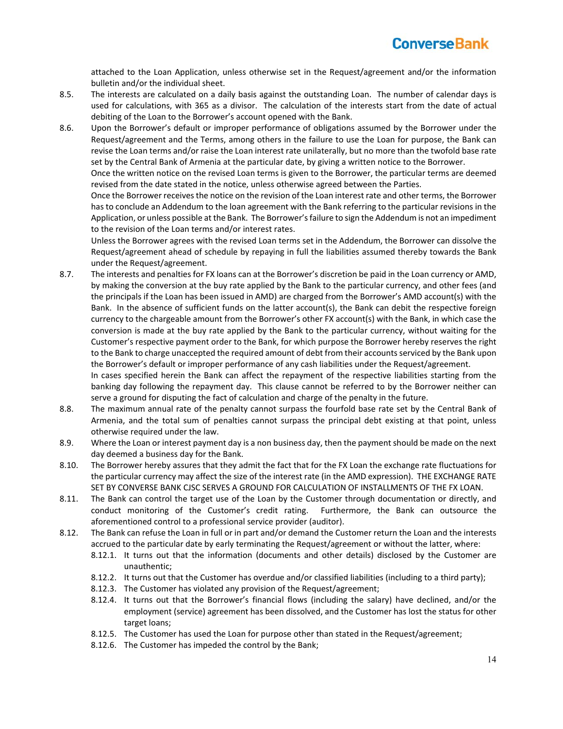attached to the Loan Application, unless otherwise set in the Request/agreement and/or the information bulletin and/or the individual sheet.

8.5. The interests are calculated on a daily basis against the outstanding Loan. The number of calendar days is used for calculations, with 365 as a divisor. The calculation of the interests start from the date of actual debiting of the Loan to the Borrower's account opened with the Bank.

8.6. Upon the Borrower's default or improper performance of obligations assumed by the Borrower under the Request/agreement and the Terms, among others in the failure to use the Loan for purpose, the Bank can revise the Loan terms and/or raise the Loan interest rate unilaterally, but no more than the twofold base rate set by the Central Bank of Armenia at the particular date, by giving a written notice to the Borrower.

Once the written notice on the revised Loan terms is given to the Borrower, the particular terms are deemed revised from the date stated in the notice, unless otherwise agreed between the Parties.

Once the Borrower receives the notice on the revision of the Loan interest rate and other terms, the Borrower has to conclude an Addendum to the loan agreement with the Bank referring to the particular revisions in the Application, or unless possible at the Bank. The Borrower's failure to sign the Addendum is not an impediment to the revision of the Loan terms and/or interest rates.

Unless the Borrower agrees with the revised Loan terms set in the Addendum, the Borrower can dissolve the Request/agreement ahead of schedule by repaying in full the liabilities assumed thereby towards the Bank under the Request/agreement.

8.7. The interests and penalties for FX loans can at the Borrower's discretion be paid in the Loan currency or AMD, by making the conversion at the buy rate applied by the Bank to the particular currency, and other fees (and the principals if the Loan has been issued in AMD) are charged from the Borrower's AMD account(s) with the Bank. In the absence of sufficient funds on the latter account(s), the Bank can debit the respective foreign currency to the chargeable amount from the Borrower's other FX account(s) with the Bank, in which case the conversion is made at the buy rate applied by the Bank to the particular currency, without waiting for the Customer's respective payment order to the Bank, for which purpose the Borrower hereby reserves the right to the Bank to charge unaccepted the required amount of debt from their accounts serviced by the Bank upon the Borrower's default or improper performance of any cash liabilities under the Request/agreement.

In cases specified herein the Bank can affect the repayment of the respective liabilities starting from the banking day following the repayment day. This clause cannot be referred to by the Borrower neither can serve a ground for disputing the fact of calculation and charge of the penalty in the future.

8.8. The maximum annual rate of the penalty cannot surpass the fourfold base rate set by the Central Bank of Armenia, and the total sum of penalties cannot surpass the principal debt existing at that point, unless otherwise required under the law.

8.9. Where the Loan or interest payment day is a non business day, then the payment should be made on the next day deemed a business day for the Bank.

8.10. The Borrower hereby assures that they admit the fact that for the FX Loan the exchange rate fluctuations for the particular currency may affect the size of the interest rate (in the AMD expression). THE EXCHANGE RATE SET BY CONVERSE BANK CJSC SERVES A GROUND FOR CALCULATION OF INSTALLMENTS OF THE FX LOAN.

8.11. The Bank can control the target use of the Loan by the Customer through documentation or directly, and conduct monitoring of the Customer's credit rating. Furthermore, the Bank can outsource the aforementioned control to a professional service provider (auditor).

8.12. The Bank can refuse the Loan in full or in part and/or demand the Customer return the Loan and the interests accrued to the particular date by early terminating the Request/agreement or without the latter, where:

- 8.12.1. It turns out that the information (documents and other details) disclosed by the Customer are unauthentic;
- 8.12.2. It turns out that the Customer has overdue and/or classified liabilities (including to a third party);
- 8.12.3. The Customer has violated any provision of the Request/agreement;
- 8.12.4. It turns out that the Borrower's financial flows (including the salary) have declined, and/or the employment (service) agreement has been dissolved, and the Customer has lost the status for other target loans;
- 8.12.5. The Customer has used the Loan for purpose other than stated in the Request/agreement;
- 8.12.6. The Customer has impeded the control by the Bank;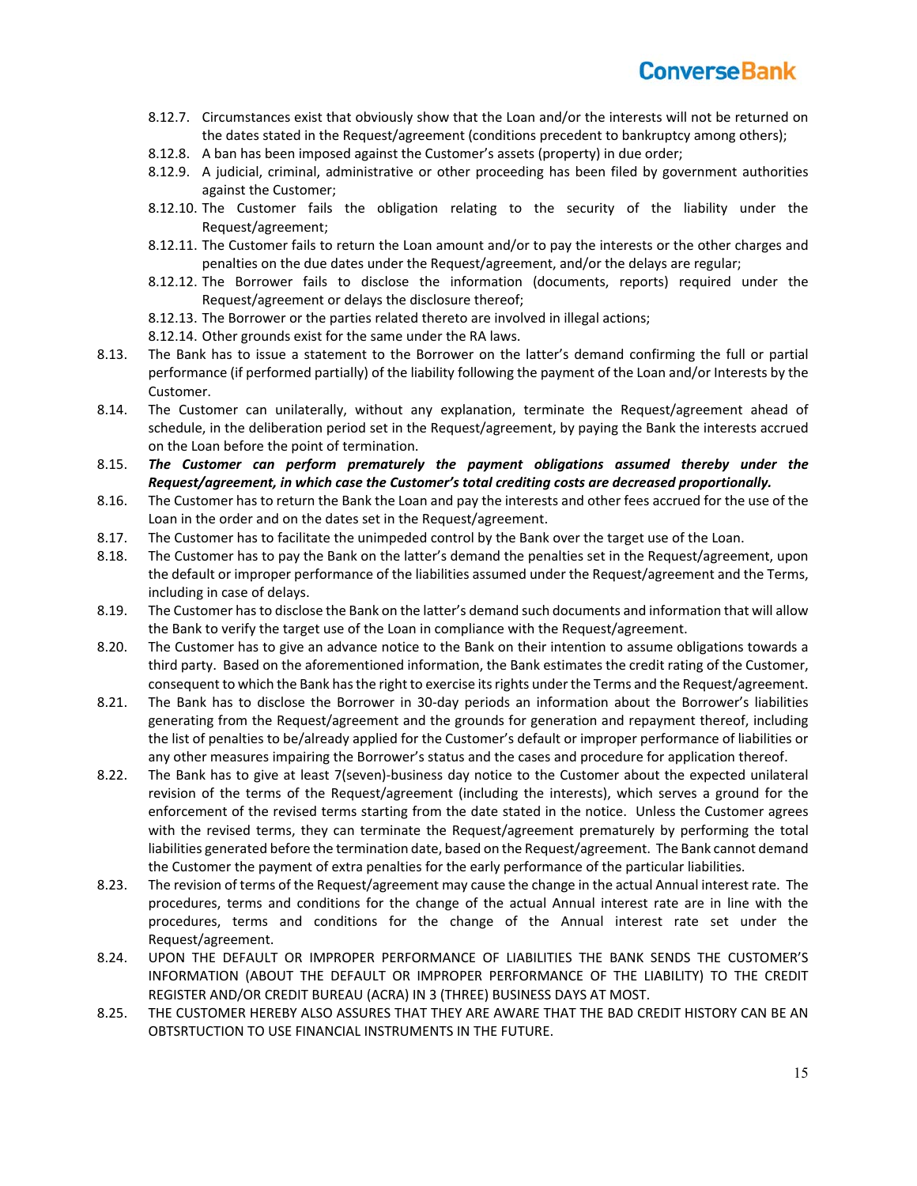8.12.7. Circumstances exist that obviously show that the Loan and/or the interests will not be returned on the dates stated in the Request/agreement (conditions precedent to bankruptcy among others);

8.12.8. A ban has been imposed against the Customer's assets (property) in due order;

8.12.9. A judicial, criminal, administrative or other proceeding has been filed by government authorities against the Customer;

8.12.10. The Customer fails the obligation relating to the security of the liability under the Request/agreement;

8.12.11. The Customer fails to return the Loan amount and/or to pay the interests or the other charges and penalties on the due dates under the Request/agreement, and/or the delays are regular;

8.12.12. The Borrower fails to disclose the information (documents, reports) required under the Request/agreement or delays the disclosure thereof;

8.12.13. The Borrower or the parties related thereto are involved in illegal actions;

8.12.14. Other grounds exist for the same under the RA laws.

8.13. The Bank has to issue a statement to the Borrower on the latter's demand confirming the full or partial performance (if performed partially) of the liability following the payment of the Loan and/or Interests by the Customer.

8.14. The Customer can unilaterally, without any explanation, terminate the Request/agreement ahead of schedule, in the deliberation period set in the Request/agreement, by paying the Bank the interests accrued on the Loan before the point of termination.

8.15. ***The Customer can perform prematurely the payment obligations assumed thereby under the Request/agreement, in which case the Customer's total crediting costs are decreased proportionally.***

8.16. The Customer has to return the Bank the Loan and pay the interests and other fees accrued for the use of the Loan in the order and on the dates set in the Request/agreement.

8.17. The Customer has to facilitate the unimpeded control by the Bank over the target use of the Loan.

8.18. The Customer has to pay the Bank on the latter's demand the penalties set in the Request/agreement, upon the default or improper performance of the liabilities assumed under the Request/agreement and the Terms, including in case of delays.

8.19. The Customer has to disclose the Bank on the latter's demand such documents and information that will allow the Bank to verify the target use of the Loan in compliance with the Request/agreement.

8.20. The Customer has to give an advance notice to the Bank on their intention to assume obligations towards a third party. Based on the aforementioned information, the Bank estimates the credit rating of the Customer, consequent to which the Bank has the right to exercise its rights under the Terms and the Request/agreement.

8.21. The Bank has to disclose the Borrower in 30-day periods an information about the Borrower's liabilities generating from the Request/agreement and the grounds for generation and repayment thereof, including the list of penalties to be/already applied for the Customer's default or improper performance of liabilities or any other measures impairing the Borrower's status and the cases and procedure for application thereof.

8.22. The Bank has to give at least 7(seven)-business day notice to the Customer about the expected unilateral revision of the terms of the Request/agreement (including the interests), which serves a ground for the enforcement of the revised terms starting from the date stated in the notice. Unless the Customer agrees with the revised terms, they can terminate the Request/agreement prematurely by performing the total liabilities generated before the termination date, based on the Request/agreement. The Bank cannot demand the Customer the payment of extra penalties for the early performance of the particular liabilities.

8.23. The revision of terms of the Request/agreement may cause the change in the actual Annual interest rate. The procedures, terms and conditions for the change of the actual Annual interest rate are in line with the procedures, terms and conditions for the change of the Annual interest rate set under the Request/agreement.

8.24. UPON THE DEFAULT OR IMPROPER PERFORMANCE OF LIABILITIES THE BANK SENDS THE CUSTOMER'S INFORMATION (ABOUT THE DEFAULT OR IMPROPER PERFORMANCE OF THE LIABILITY) TO THE CREDIT REGISTER AND/OR CREDIT BUREAU (ACRA) IN 3 (THREE) BUSINESS DAYS AT MOST.

8.25. THE CUSTOMER HEREBY ALSO ASSURES THAT THEY ARE AWARE THAT THE BAD CREDIT HISTORY CAN BE AN OBTSRTUCTION TO USE FINANCIAL INSTRUMENTS IN THE FUTURE.